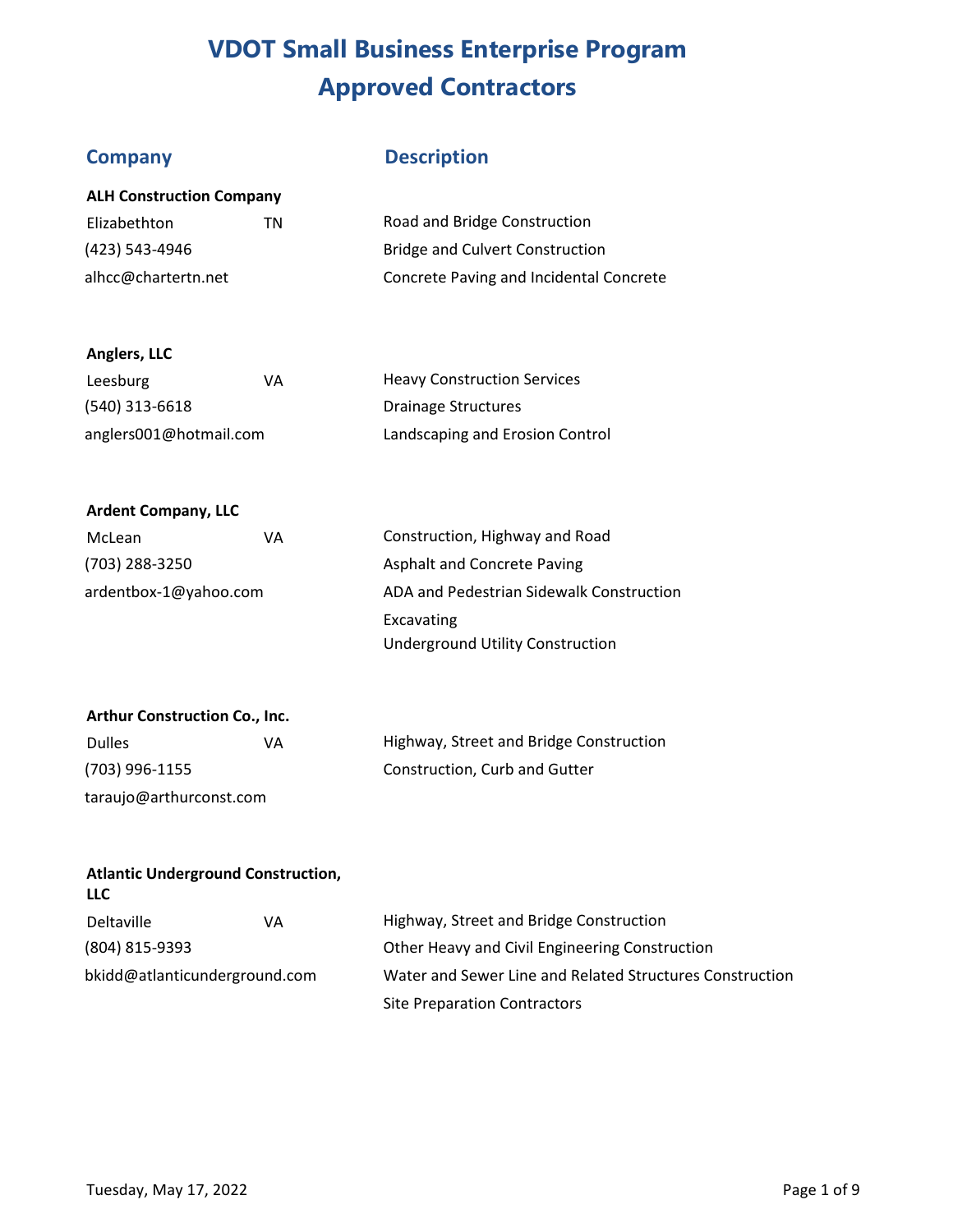# VDOT Small Business Enterprise Program
# Approved Contractors

| Company | | Description |
|---|---|---|
| **ALH Construction Company** | | |
| Elizabethton | TN | Road and Bridge Construction |
| (423) 543-4946 | | Bridge and Culvert Construction |
| alhcc@chartertn.net | | Concrete Paving and Incidental Concrete |
| **Anglers, LLC** | | |
| Leesburg | VA | Heavy Construction Services |
| (540) 313-6618 | | Drainage Structures |
| anglers001@hotmail.com | | Landscaping and Erosion Control |
| **Ardent Company, LLC** | | |
| McLean | VA | Construction, Highway and Road |
| (703) 288-3250 | | Asphalt and Concrete Paving |
| ardentbox-1@yahoo.com | | ADA and Pedestrian Sidewalk Construction |
| | | Excavating |
| | | Underground Utility Construction |
| **Arthur Construction Co., Inc.** | | |
| Dulles | VA | Highway, Street and Bridge Construction |
| (703) 996-1155 | | Construction, Curb and Gutter |
| taraujo@arthurconst.com | | |
| **Atlantic Underground Construction, LLC** | | |
| Deltaville | VA | Highway, Street and Bridge Construction |
| (804) 815-9393 | | Other Heavy and Civil Engineering Construction |
| bkidd@atlanticunderground.com | | Water and Sewer Line and Related Structures Construction |
| | | Site Preparation Contractors |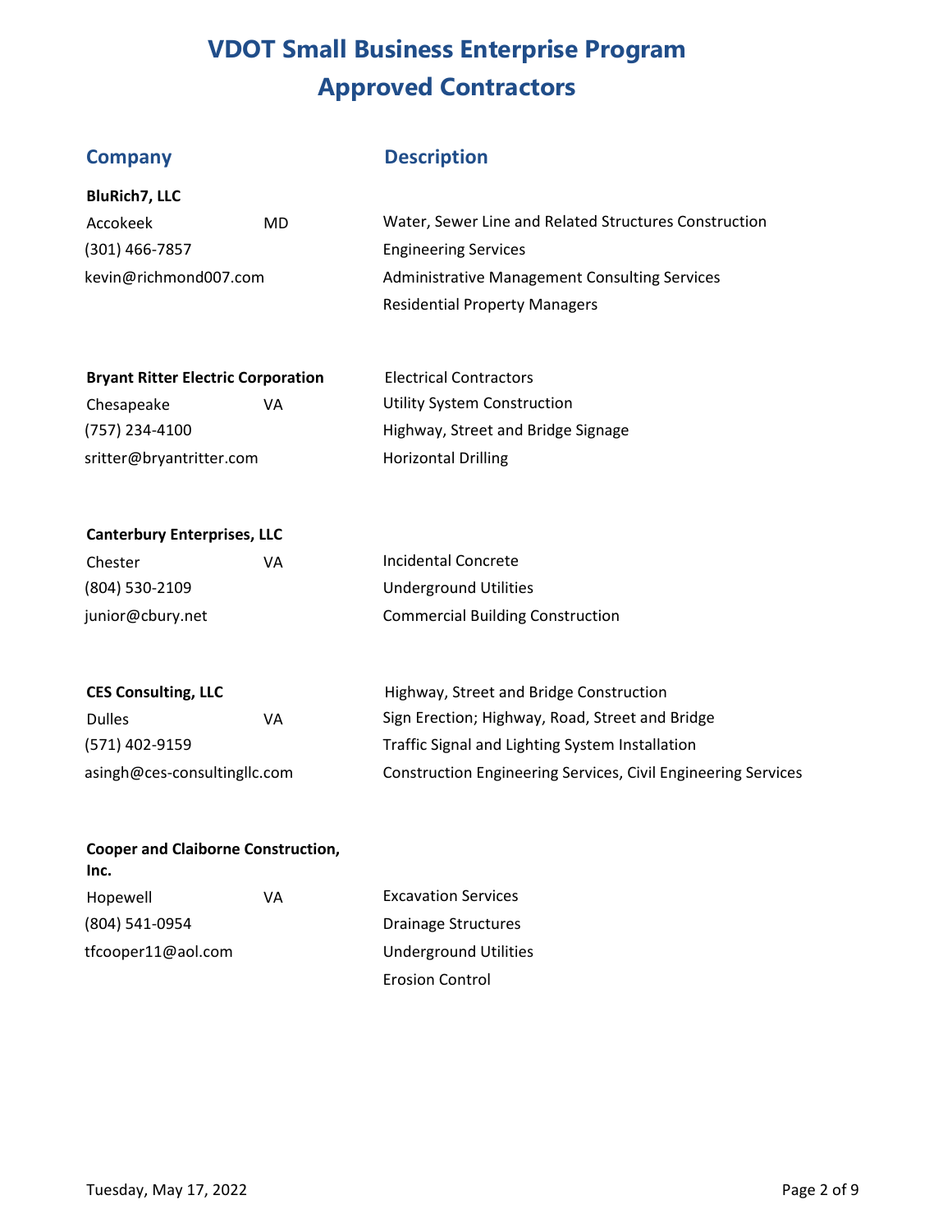# VDOT Small Business Enterprise Program
# Approved Contractors

| Company | Description |
|---|---|
| **BluRich7, LLC** | |
| Accokeek MD | Water, Sewer Line and Related Structures Construction |
| (301) 466-7857 | Engineering Services |
| kevin@richmond007.com | Administrative Management Consulting Services |
| | Residential Property Managers |
| **Bryant Ritter Electric Corporation** | Electrical Contractors |
| Chesapeake VA | Utility System Construction |
| (757) 234-4100 | Highway, Street and Bridge Signage |
| sritter@bryantritter.com | Horizontal Drilling |
| **Canterbury Enterprises, LLC** | |
| Chester VA | Incidental Concrete |
| (804) 530-2109 | Underground Utilities |
| junior@cbury.net | Commercial Building Construction |
| **CES Consulting, LLC** | Highway, Street and Bridge Construction |
| Dulles VA | Sign Erection; Highway, Road, Street and Bridge |
| (571) 402-9159 | Traffic Signal and Lighting System Installation |
| asingh@ces-consultingllc.com | Construction Engineering Services, Civil Engineering Services |
| **Cooper and Claiborne Construction, Inc.** | |
| Hopewell VA | Excavation Services |
| (804) 541-0954 | Drainage Structures |
| tfcooper11@aol.com | Underground Utilities |
| | Erosion Control |

Tuesday, May 17, 2022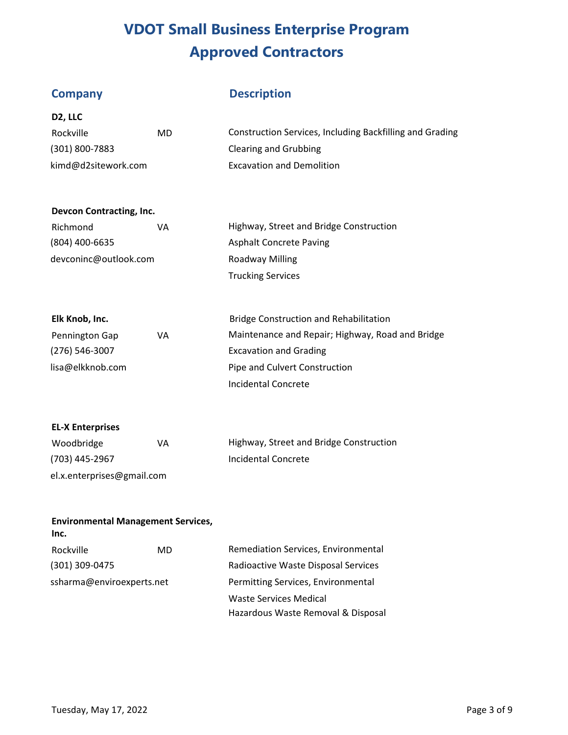# VDOT Small Business Enterprise Program
# Approved Contractors

| Company | | Description |
| --- | --- | --- |
| **D2, LLC** | | |
| Rockville | MD | Construction Services, Including Backfilling and Grading |
| (301) 800-7883 | | Clearing and Grubbing |
| kimd@d2sitework.com | | Excavation and Demolition |
| **Devcon Contracting, Inc.** | | |
| Richmond | VA | Highway, Street and Bridge Construction |
| (804) 400-6635 | | Asphalt Concrete Paving |
| devconinc@outlook.com | | Roadway Milling |
| | | Trucking Services |
| **Elk Knob, Inc.** | | Bridge Construction and Rehabilitation |
| Pennington Gap | VA | Maintenance and Repair; Highway, Road and Bridge |
| (276) 546-3007 | | Excavation and Grading |
| lisa@elkknob.com | | Pipe and Culvert Construction |
| | | Incidental Concrete |
| **EL-X Enterprises** | | |
| Woodbridge | VA | Highway, Street and Bridge Construction |
| (703) 445-2967 | | Incidental Concrete |
| el.x.enterprises@gmail.com | | |
| **Environmental Management Services, Inc.** | | |
| Rockville | MD | Remediation Services, Environmental |
| (301) 309-0475 | | Radioactive Waste Disposal Services |
| ssharma@enviroexperts.net | | Permitting Services, Environmental |
| | | Waste Services Medical |
| | | Hazardous Waste Removal & Disposal |

Tuesday, May 17, 2022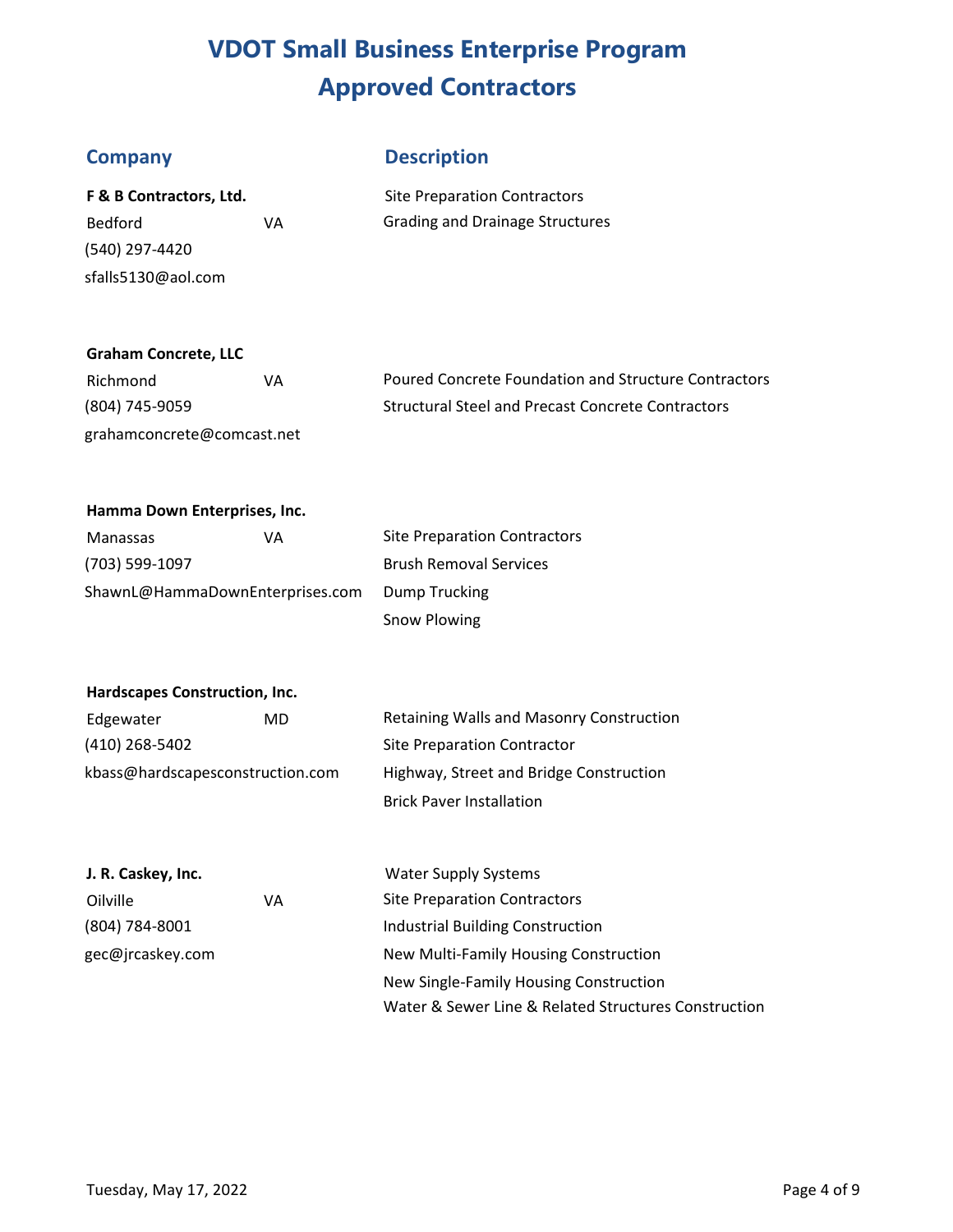# VDOT Small Business Enterprise Program
# Approved Contractors

| Company | | Description |
| --- | --- | --- |
| **F & B Contractors, Ltd.** | | Site Preparation Contractors |
| Bedford | VA | Grading and Drainage Structures |
| (540) 297-4420 | | |
| sfalls5130@aol.com | | |
| **Graham Concrete, LLC** | | |
| Richmond | VA | Poured Concrete Foundation and Structure Contractors |
| (804) 745-9059 | | Structural Steel and Precast Concrete Contractors |
| grahamconcrete@comcast.net | | |
| **Hamma Down Enterprises, Inc.** | | |
| Manassas | VA | Site Preparation Contractors |
| (703) 599-1097 | | Brush Removal Services |
| ShawnL@HammaDownEnterprises.com | | Dump Trucking |
| | | Snow Plowing |
| **Hardscapes Construction, Inc.** | | |
| Edgewater | MD | Retaining Walls and Masonry Construction |
| (410) 268-5402 | | Site Preparation Contractor |
| kbass@hardscapesconstruction.com | | Highway, Street and Bridge Construction |
| | | Brick Paver Installation |
| **J. R. Caskey, Inc.** | | Water Supply Systems |
| Oilville | VA | Site Preparation Contractors |
| (804) 784-8001 | | Industrial Building Construction |
| gec@jrcaskey.com | | New Multi-Family Housing Construction |
| | | New Single-Family Housing Construction |
| | | Water & Sewer Line & Related Structures Construction |

Tuesday, May 17, 2022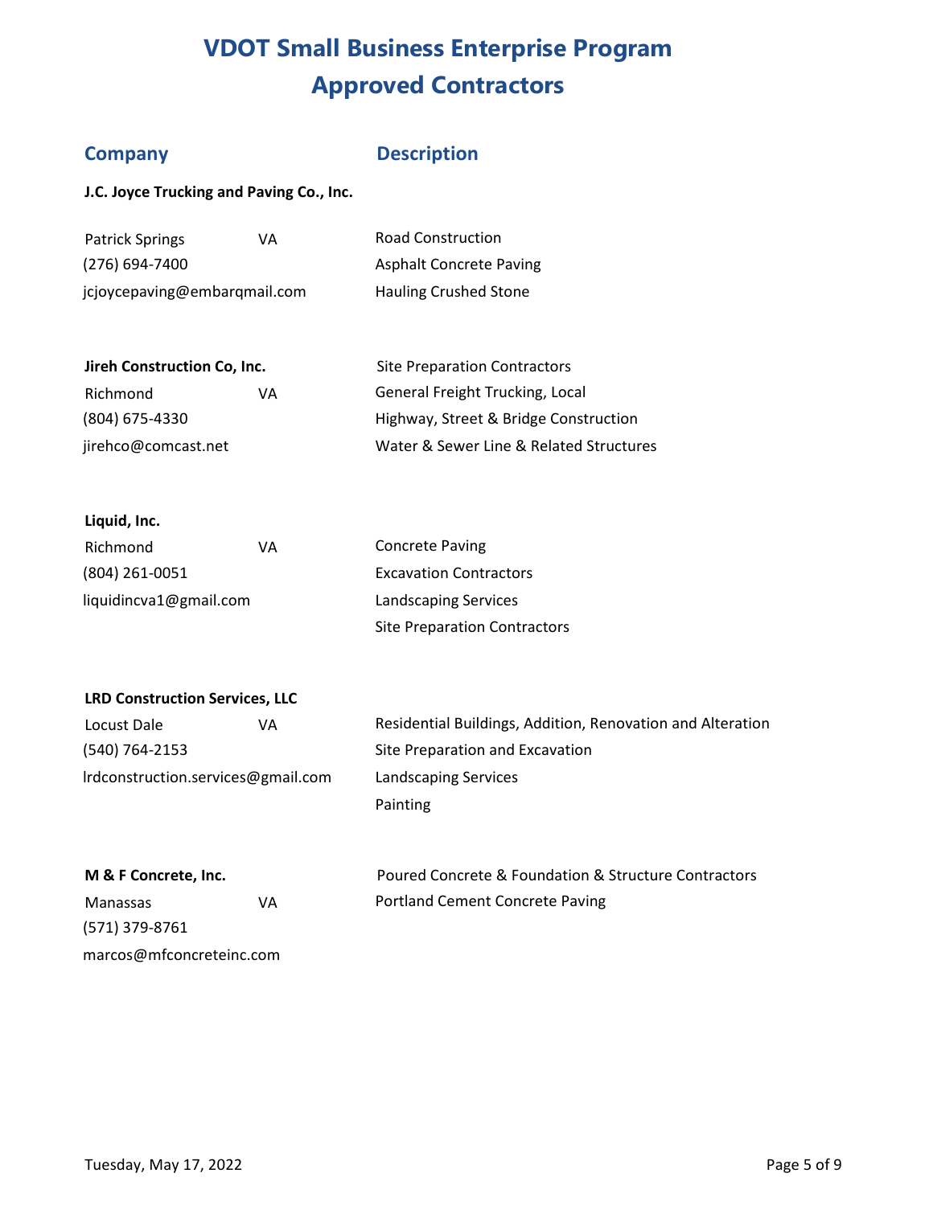# VDOT Small Business Enterprise Program
# Approved Contractors

| Company | | Description |
|---|---|---|
| **J.C. Joyce Trucking and Paving Co., Inc.** | | |
| Patrick Springs | VA | Road Construction |
| (276) 694-7400 | | Asphalt Concrete Paving |
| jcjoycepaving@embarqmail.com | | Hauling Crushed Stone |
| **Jireh Construction Co, Inc.** | | Site Preparation Contractors |
| Richmond | VA | General Freight Trucking, Local |
| (804) 675-4330 | | Highway, Street & Bridge Construction |
| jirehco@comcast.net | | Water & Sewer Line & Related Structures |
| **Liquid, Inc.** | | |
| Richmond | VA | Concrete Paving |
| (804) 261-0051 | | Excavation Contractors |
| liquidincva1@gmail.com | | Landscaping Services |
| | | Site Preparation Contractors |
| **LRD Construction Services, LLC** | | |
| Locust Dale | VA | Residential Buildings, Addition, Renovation and Alteration |
| (540) 764-2153 | | Site Preparation and Excavation |
| lrdconstruction.services@gmail.com | | Landscaping Services |
| | | Painting |
| **M & F Concrete, Inc.** | | Poured Concrete & Foundation & Structure Contractors |
| Manassas | VA | Portland Cement Concrete Paving |
| (571) 379-8761 | | |
| marcos@mfconcreteinc.com | | |

Tuesday, May 17, 2022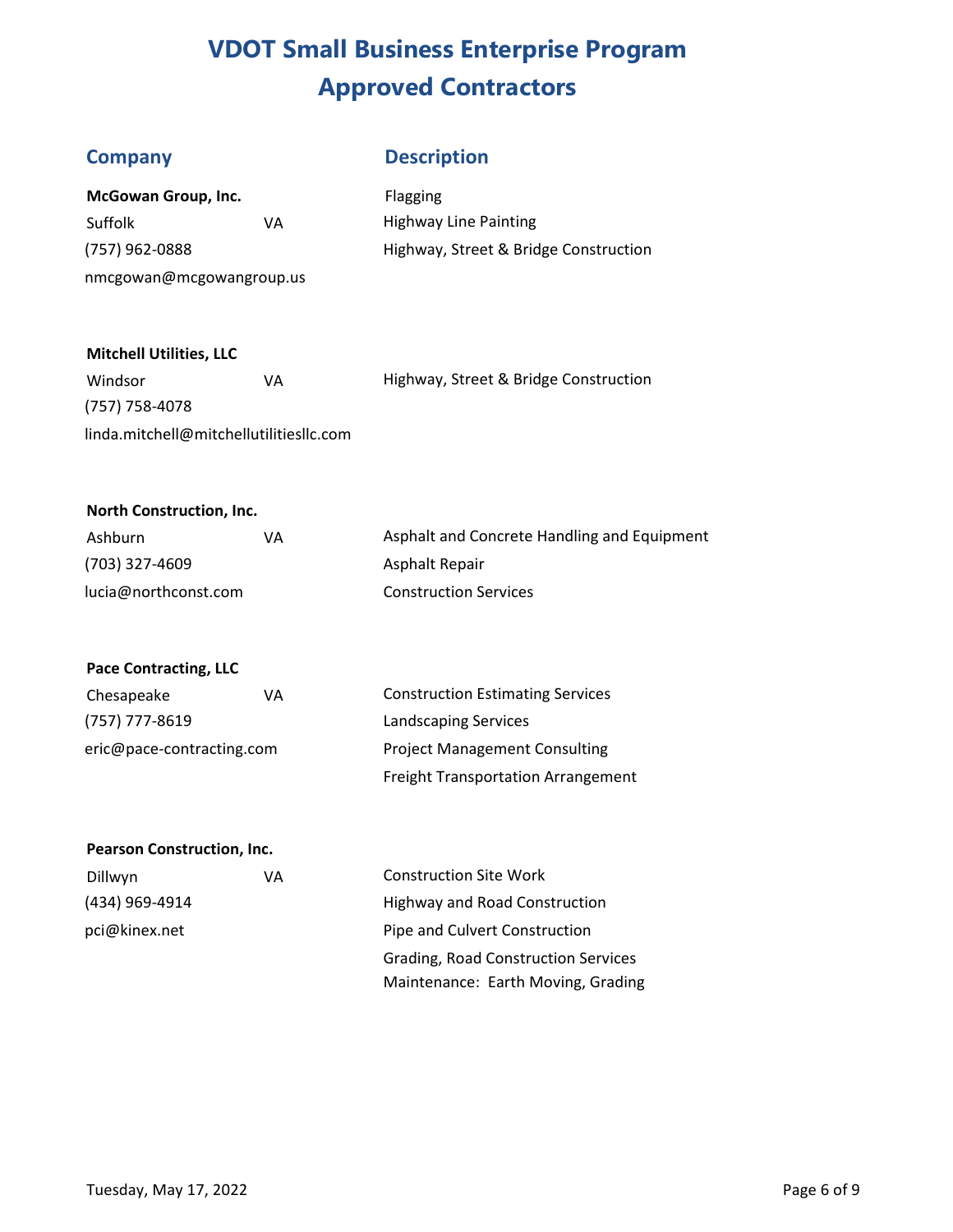# VDOT Small Business Enterprise Program
# Approved Contractors

| Company | | Description |
|---|---|---|
| **McGowan Group, Inc.** | | Flagging |
| Suffolk | VA | Highway Line Painting |
| (757) 962-0888 | | Highway, Street & Bridge Construction |
| nmcgowan@mcgowangroup.us | | |
| **Mitchell Utilities, LLC** | | |
| Windsor | VA | Highway, Street & Bridge Construction |
| (757) 758-4078 | | |
| linda.mitchell@mitchellutilitiesllc.com | | |
| **North Construction, Inc.** | | |
| Ashburn | VA | Asphalt and Concrete Handling and Equipment |
| (703) 327-4609 | | Asphalt Repair |
| lucia@northconst.com | | Construction Services |
| **Pace Contracting, LLC** | | |
| Chesapeake | VA | Construction Estimating Services |
| (757) 777-8619 | | Landscaping Services |
| eric@pace-contracting.com | | Project Management Consulting |
| | | Freight Transportation Arrangement |
| **Pearson Construction, Inc.** | | |
| Dillwyn | VA | Construction Site Work |
| (434) 969-4914 | | Highway and Road Construction |
| pci@kinex.net | | Pipe and Culvert Construction |
| | | Grading, Road Construction Services |
| | | Maintenance: Earth Moving, Grading |

Tuesday, May 17, 2022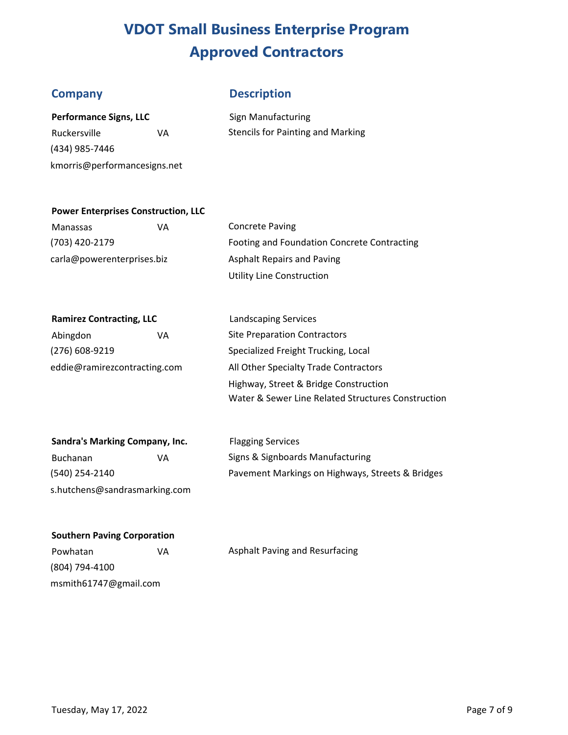# VDOT Small Business Enterprise Program
# Approved Contractors

| Company | Description |
| --- | --- |
| **Performance Signs, LLC**<br>Ruckersville VA<br>(434) 985-7446<br>kmorris@performancesigns.net | Sign Manufacturing<br>Stencils for Painting and Marking |
| **Power Enterprises Construction, LLC**<br>Manassas VA<br>(703) 420-2179<br>carla@powerenterprises.biz | Concrete Paving<br>Footing and Foundation Concrete Contracting<br>Asphalt Repairs and Paving<br>Utility Line Construction |
| **Ramirez Contracting, LLC**<br>Abingdon VA<br>(276) 608-9219<br>eddie@ramirezcontracting.com | Landscaping Services<br>Site Preparation Contractors<br>Specialized Freight Trucking, Local<br>All Other Specialty Trade Contractors<br>Highway, Street & Bridge Construction<br>Water & Sewer Line Related Structures Construction |
| **Sandra's Marking Company, Inc.**<br>Buchanan VA<br>(540) 254-2140<br>s.hutchens@sandrasmarking.com | Flagging Services<br>Signs & Signboards Manufacturing<br>Pavement Markings on Highways, Streets & Bridges |
| **Southern Paving Corporation**<br>Powhatan VA<br>(804) 794-4100<br>msmith61747@gmail.com | Asphalt Paving and Resurfacing |

Tuesday, May 17, 2022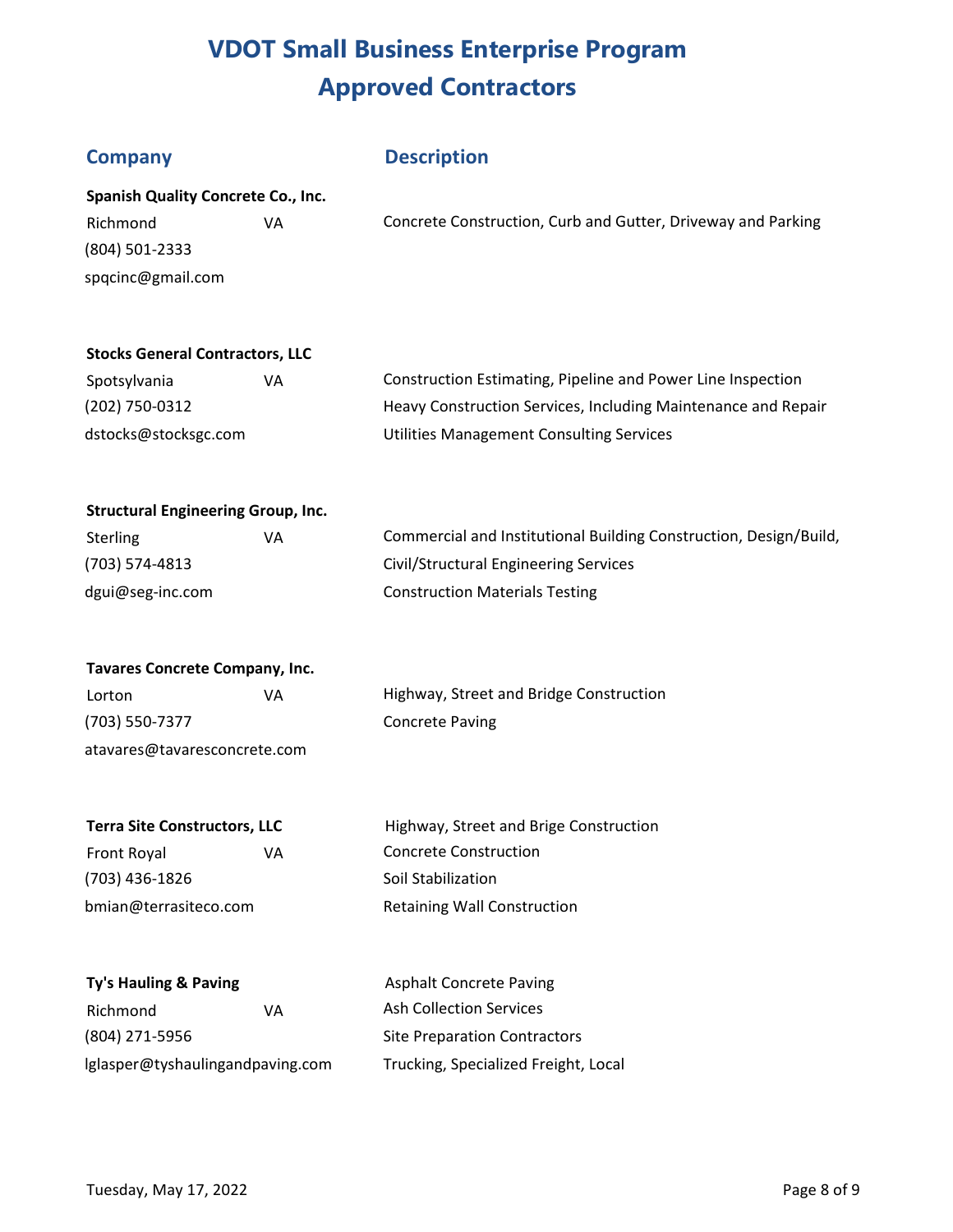# VDOT Small Business Enterprise Program
# Approved Contractors

| Company | | Description |
| --- | --- | --- |
| **Spanish Quality Concrete Co., Inc.** | | |
| Richmond | VA | Concrete Construction, Curb and Gutter, Driveway and Parking |
| (804) 501-2333 | | |
| spqcinc@gmail.com | | |
| **Stocks General Contractors, LLC** | | |
| Spotsylvania | VA | Construction Estimating, Pipeline and Power Line Inspection |
| (202) 750-0312 | | Heavy Construction Services, Including Maintenance and Repair |
| dstocks@stocksgc.com | | Utilities Management Consulting Services |
| **Structural Engineering Group, Inc.** | | |
| Sterling | VA | Commercial and Institutional Building Construction, Design/Build, |
| (703) 574-4813 | | Civil/Structural Engineering Services |
| dgui@seg-inc.com | | Construction Materials Testing |
| **Tavares Concrete Company, Inc.** | | |
| Lorton | VA | Highway, Street and Bridge Construction |
| (703) 550-7377 | | Concrete Paving |
| atavares@tavaresconcrete.com | | |
| **Terra Site Constructors, LLC** | | Highway, Street and Brige Construction |
| Front Royal | VA | Concrete Construction |
| (703) 436-1826 | | Soil Stabilization |
| bmian@terrasiteco.com | | Retaining Wall Construction |
| **Ty's Hauling & Paving** | | Asphalt Concrete Paving |
| Richmond | VA | Ash Collection Services |
| (804) 271-5956 | | Site Preparation Contractors |
| lglasper@tyshaulingandpaving.com | | Trucking, Specialized Freight, Local |

Tuesday, May 17, 2022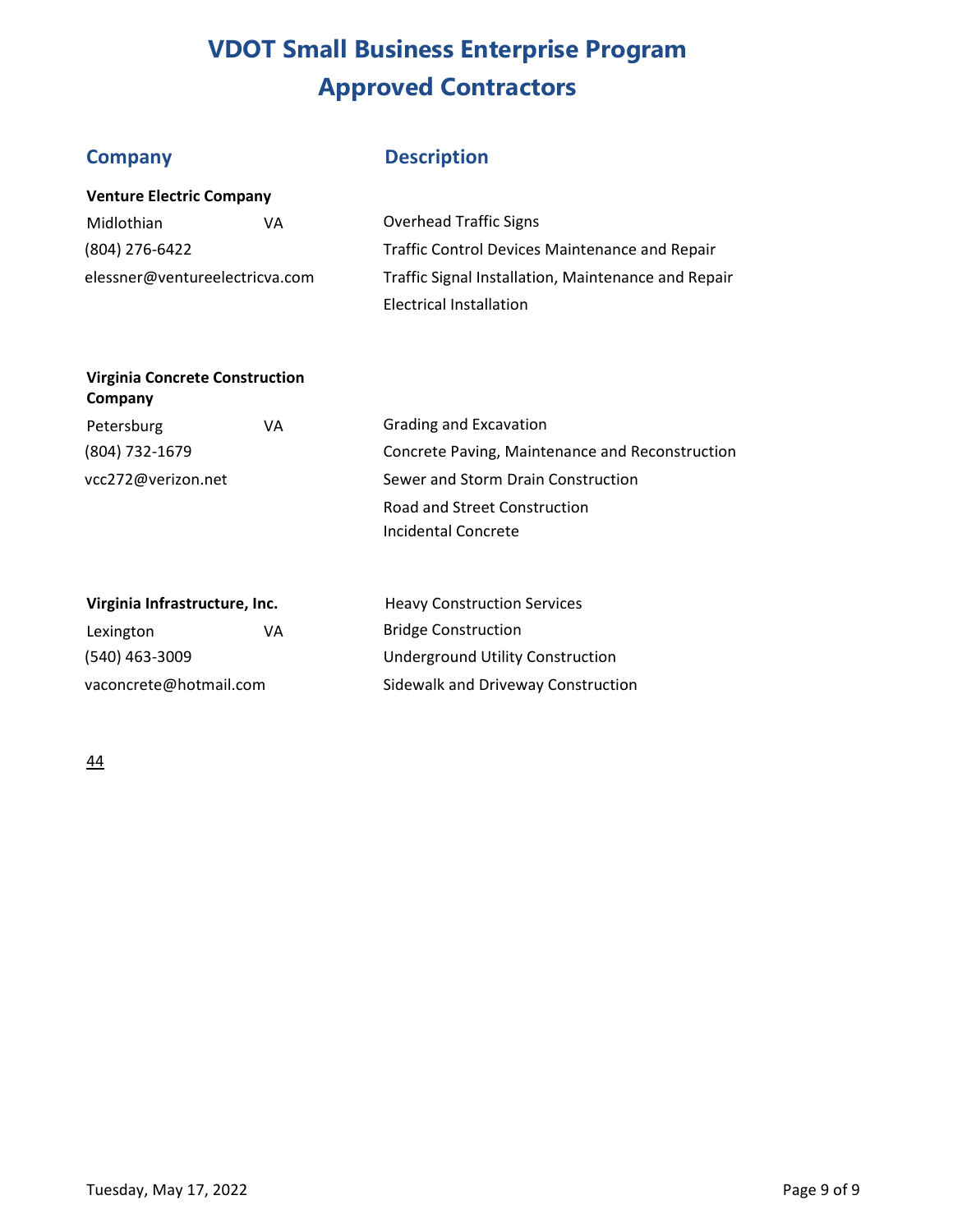# VDOT Small Business Enterprise Program
# Approved Contractors

| Company | Description |
| --- | --- |
| **Venture Electric Company**<br>Midlothian VA<br>(804) 276-6422<br>elessner@ventureelectricva.com | Overhead Traffic Signs<br>Traffic Control Devices Maintenance and Repair<br>Traffic Signal Installation, Maintenance and Repair<br>Electrical Installation |
| **Virginia Concrete Construction Company**<br>Petersburg VA<br>(804) 732-1679<br>vcc272@verizon.net | Grading and Excavation<br>Concrete Paving, Maintenance and Reconstruction<br>Sewer and Storm Drain Construction<br>Road and Street Construction<br>Incidental Concrete |
| **Virginia Infrastructure, Inc.**<br>Lexington VA<br>(540) 463-3009<br>vaconcrete@hotmail.com | Heavy Construction Services<br>Bridge Construction<br>Underground Utility Construction<br>Sidewalk and Driveway Construction |

44

Tuesday, May 17, 2022